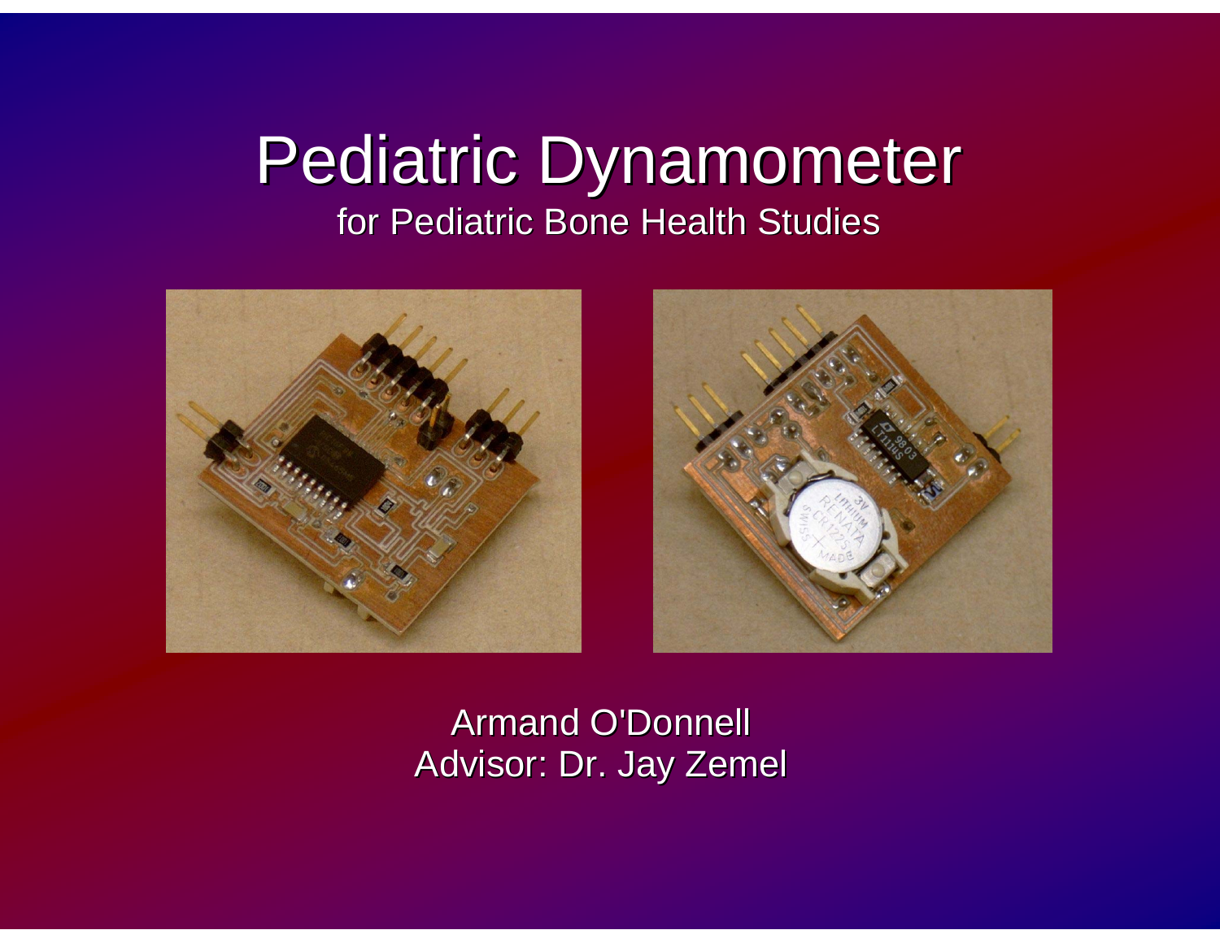# Pediatric Dynamometer

## for Pediatric Bone Health Studies

Armand O'Donnell

Advisor: Dr. Jay Zemel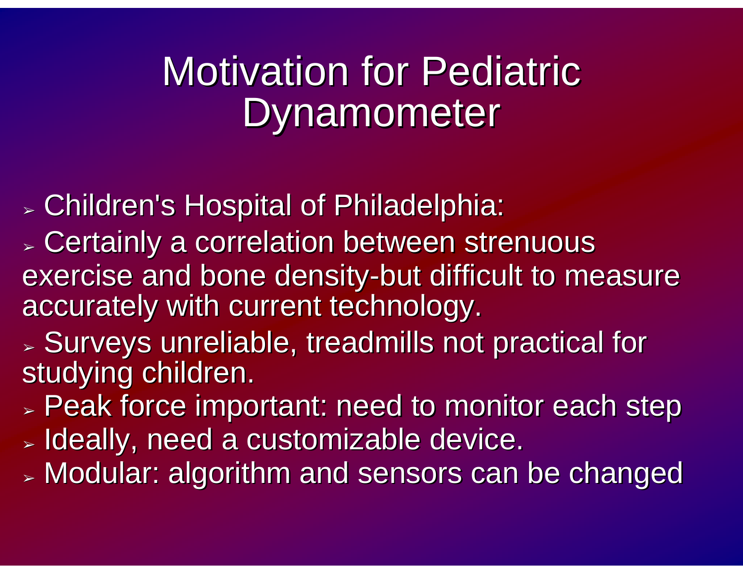# Motivation for Pediatric Dynamometer

- Children's Hospital of Philadelphia:
- Certainly a correlation between strenuous exercise and bone density-but difficult to measure accurately with current technology.
- Surveys unreliable, treadmills not practical for studying children.
- Peak force important: need to monitor each step
- Ideally, need a customizable device.
- Modular: algorithm and sensors can be changed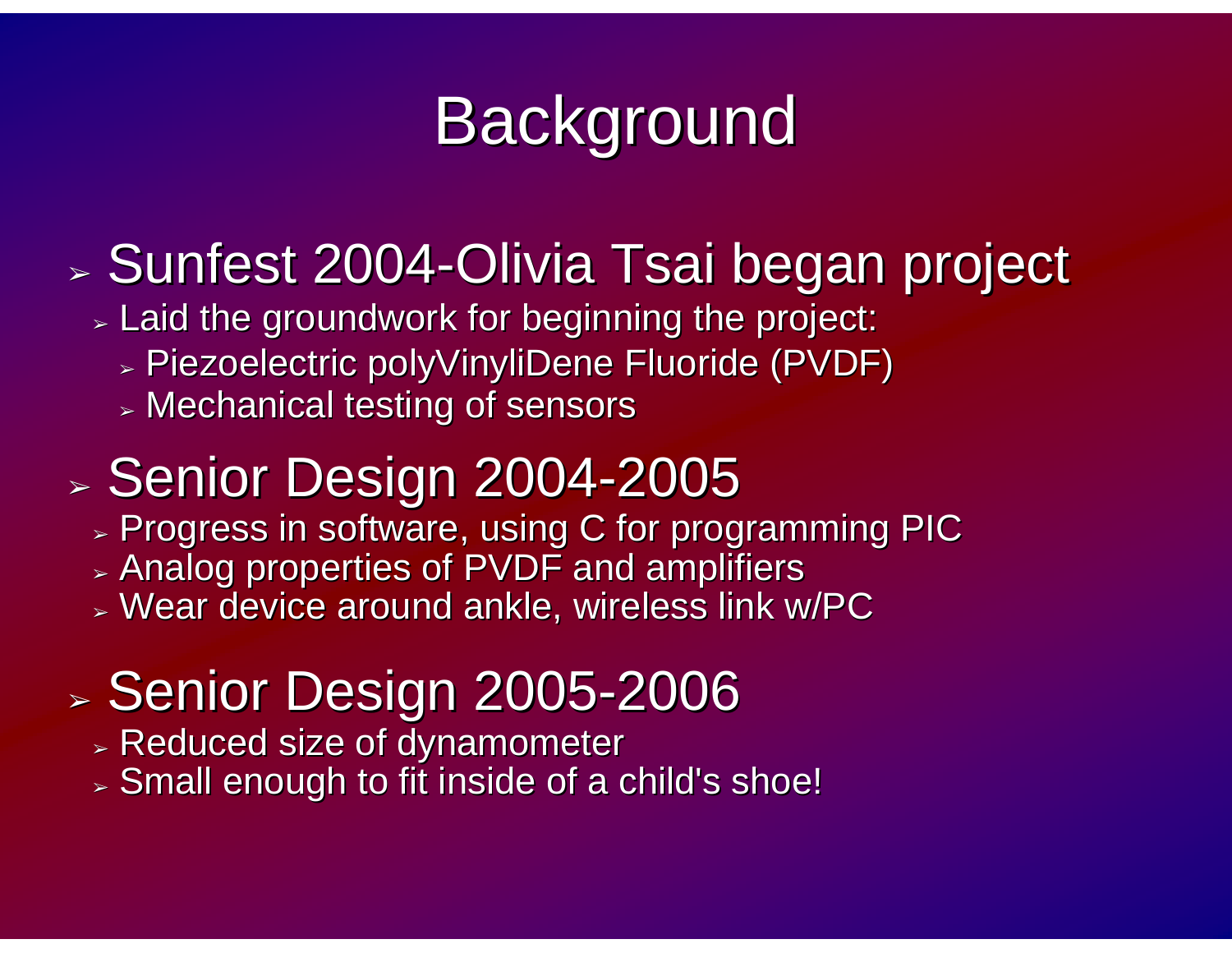# Background

- Sunfest 2004-Olivia Tsai began project
  - Laid the groundwork for beginning the project:
    - Piezoelectric polyVinyliDene Fluoride (PVDF)
    - Mechanical testing of sensors
- Senior Design 2004-2005
  - Progress in software, using C for programming PIC
  - Analog properties of PVDF and amplifiers
  - Wear device around ankle, wireless link w/PC
- Senior Design 2005-2006
  - Reduced size of dynamometer
  - Small enough to fit inside of a child's shoe!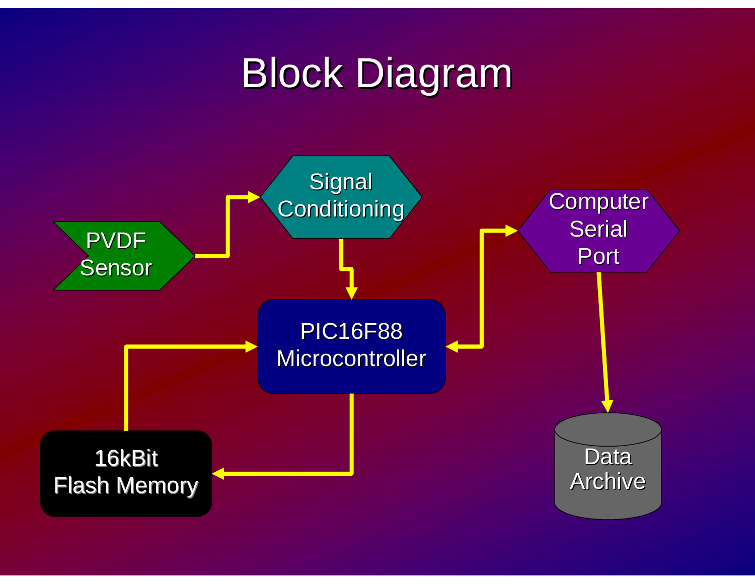# Block Diagram

PVDF Sensor

Signal Conditioning

PIC16F88 Microcontroller

16kBit Flash Memory

Computer Serial Port

Data Archive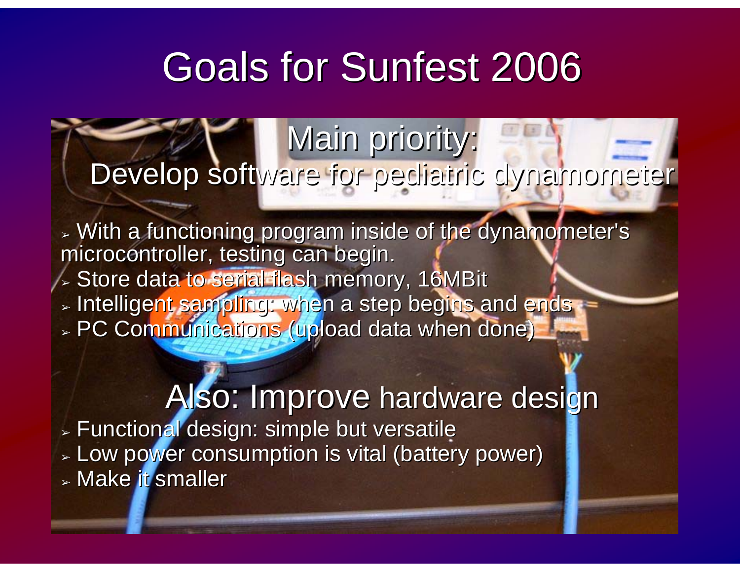# Goals for Sunfest 2006

## Main priority:
## Develop software for pediatric dynamometer

- With a functioning program inside of the dynamometer's microcontroller, testing can begin.
- Store data to serial flash memory, 16MBit
- Intelligent sampling: when a step begins and ends
- PC Communications (upload data when done)

## Also: Improve hardware design

- Functional design: simple but versatile
- Low power consumption is vital (battery power)
- Make it smaller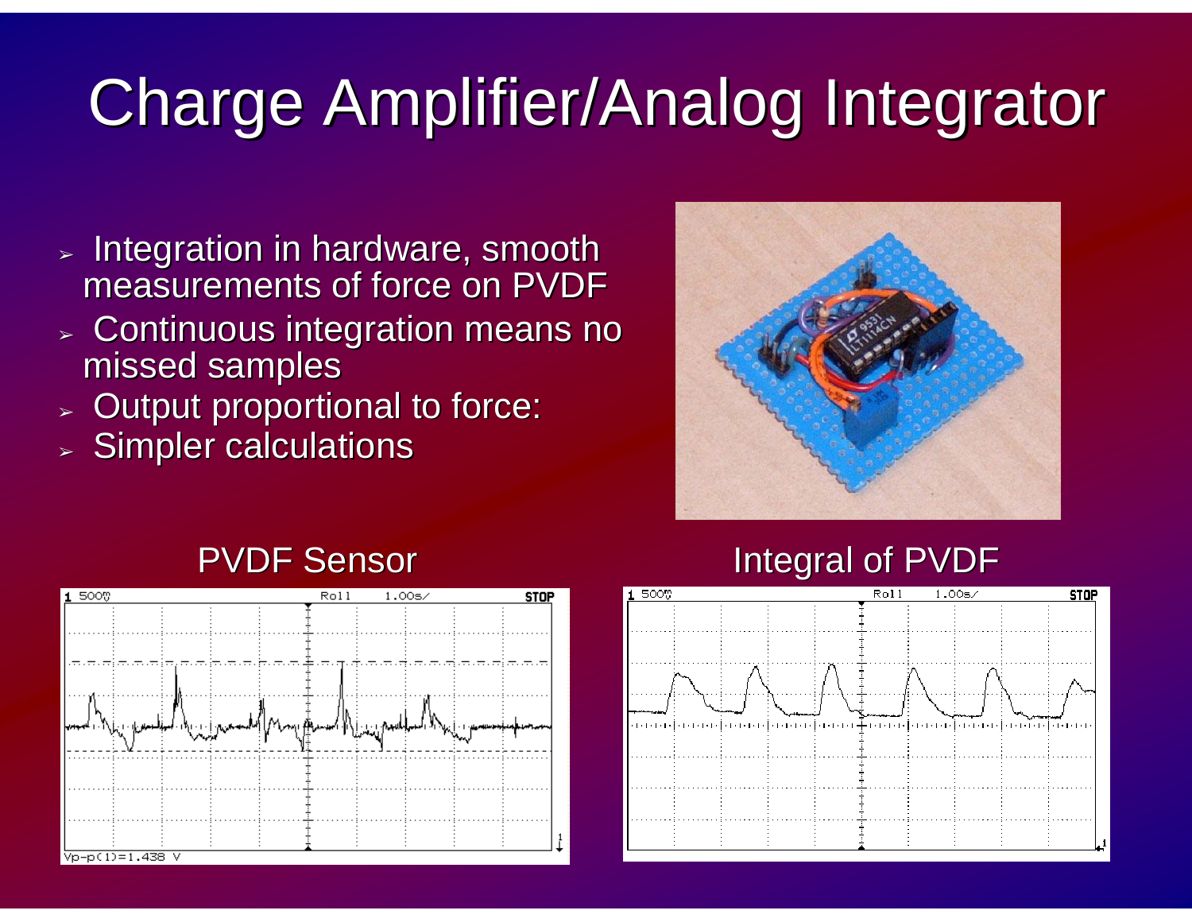# Charge Amplifier/Analog Integrator

- Integration in hardware, smooth measurements of force on PVDF
- Continuous integration means no missed samples
- Output proportional to force:
- Simpler calculations

PVDF Sensor

Integral of PVDF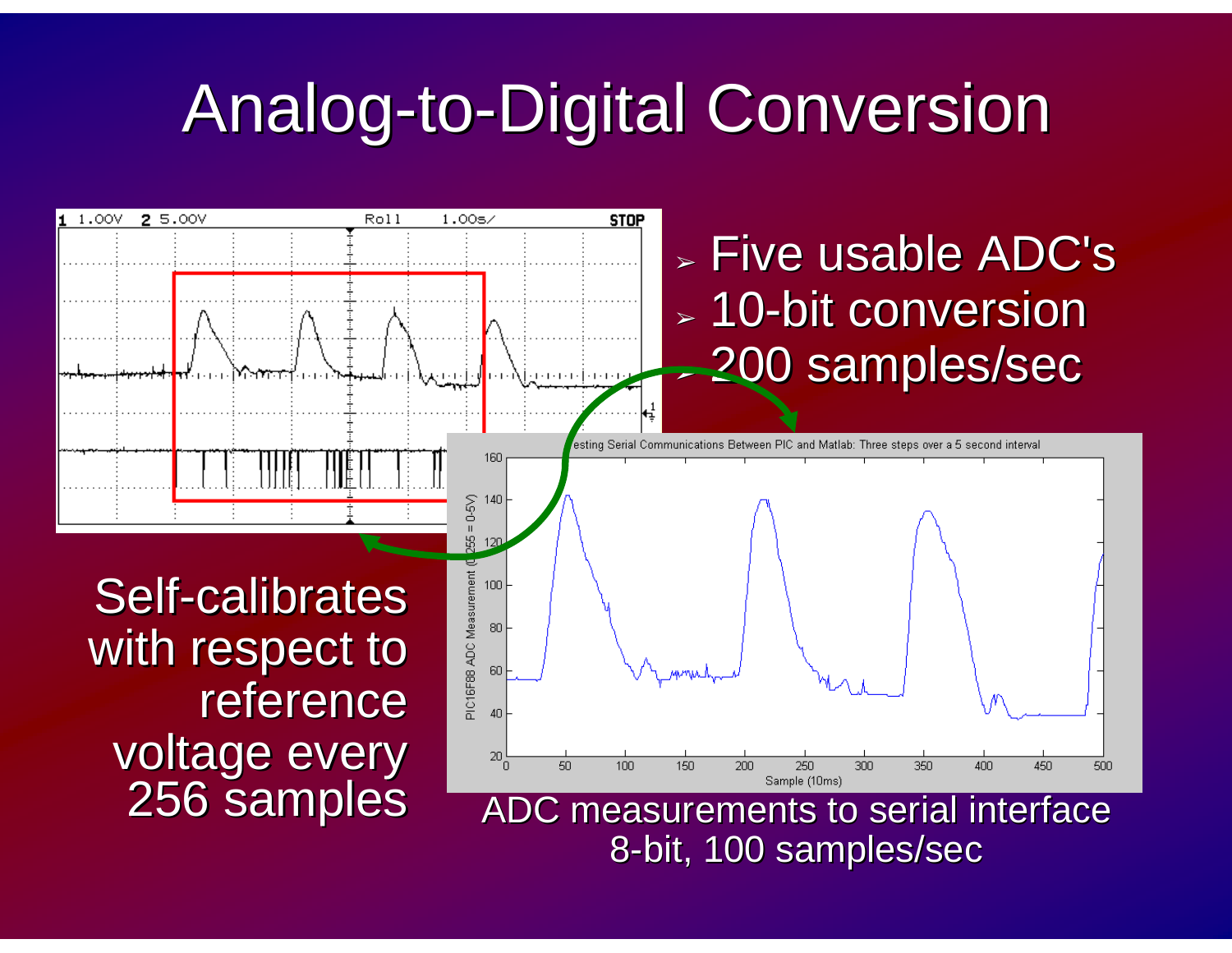# Analog-to-Digital Conversion

- Five usable ADC's
- 10-bit conversion
- 200 samples/sec

Self-calibrates with respect to reference voltage every 256 samples

ADC measurements to serial interface
8-bit, 100 samples/sec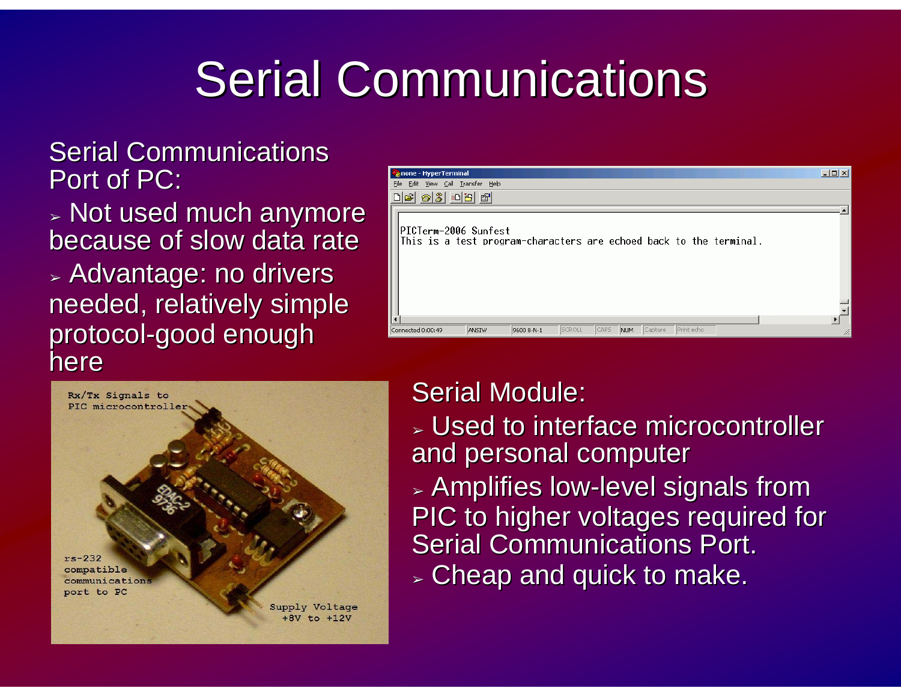# Serial Communications

Serial Communications Port of PC:

- Not used much anymore because of slow data rate
- Advantage: no drivers needed, relatively simple protocol-good enough here

Serial Module:

- Used to interface microcontroller and personal computer
- Amplifies low-level signals from PIC to higher voltages required for Serial Communications Port.
- Cheap and quick to make.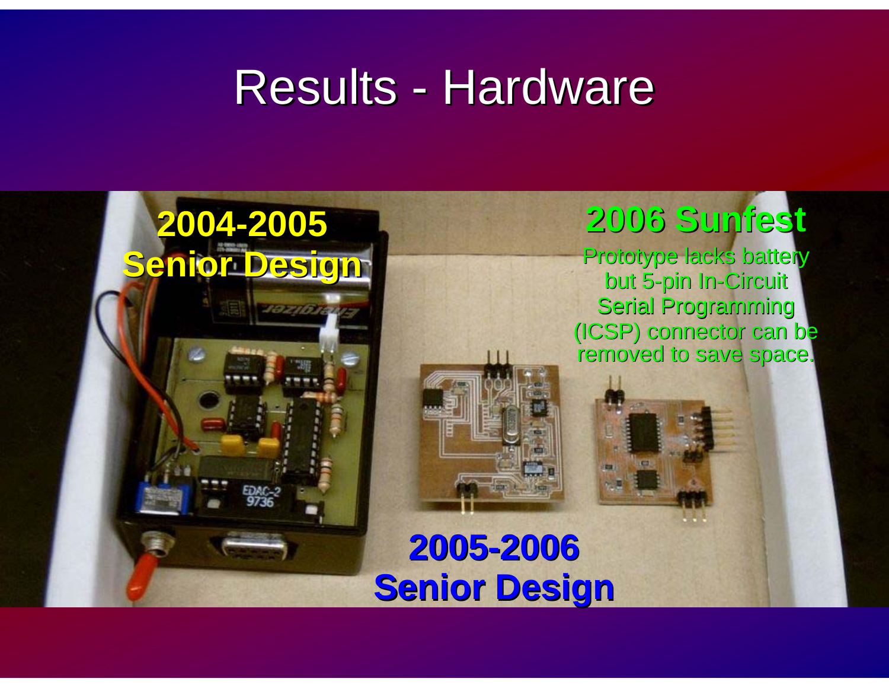# Results - Hardware

**2004-2005 Senior Design**

**2006 Sunfest**

Prototype lacks battery but 5-pin In-Circuit Serial Programming (ICSP) connector can be removed to save space.

**2005-2006 Senior Design**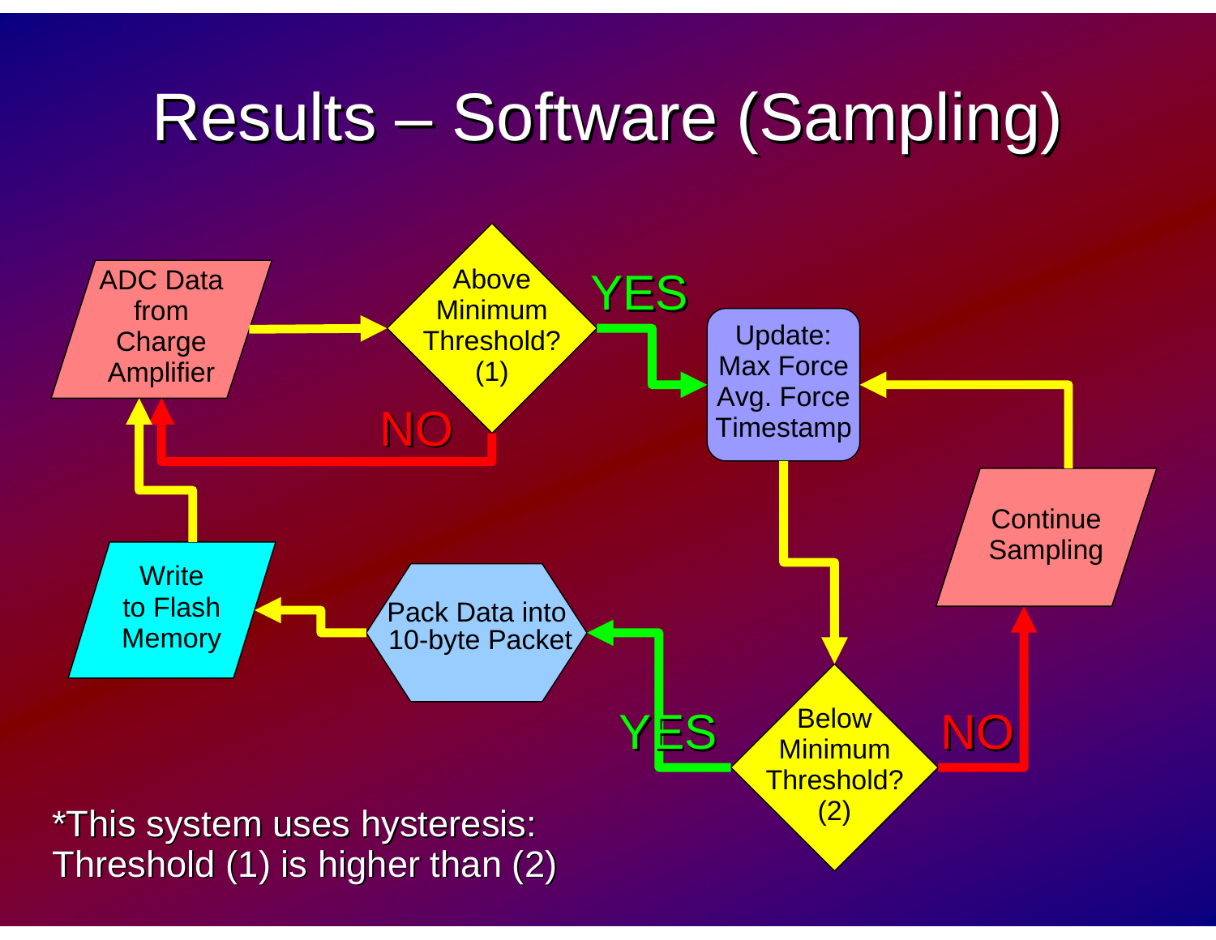# Results – Software (Sampling)

ADC Data from Charge Amplifier

Above Minimum Threshold? (1)

YES

NO

Update: Max Force Avg. Force Timestamp

Continue Sampling

Below Minimum Threshold? (2)

YES

NO

Pack Data into 10-byte Packet

Write to Flash Memory

*This system uses hysteresis: Threshold (1) is higher than (2)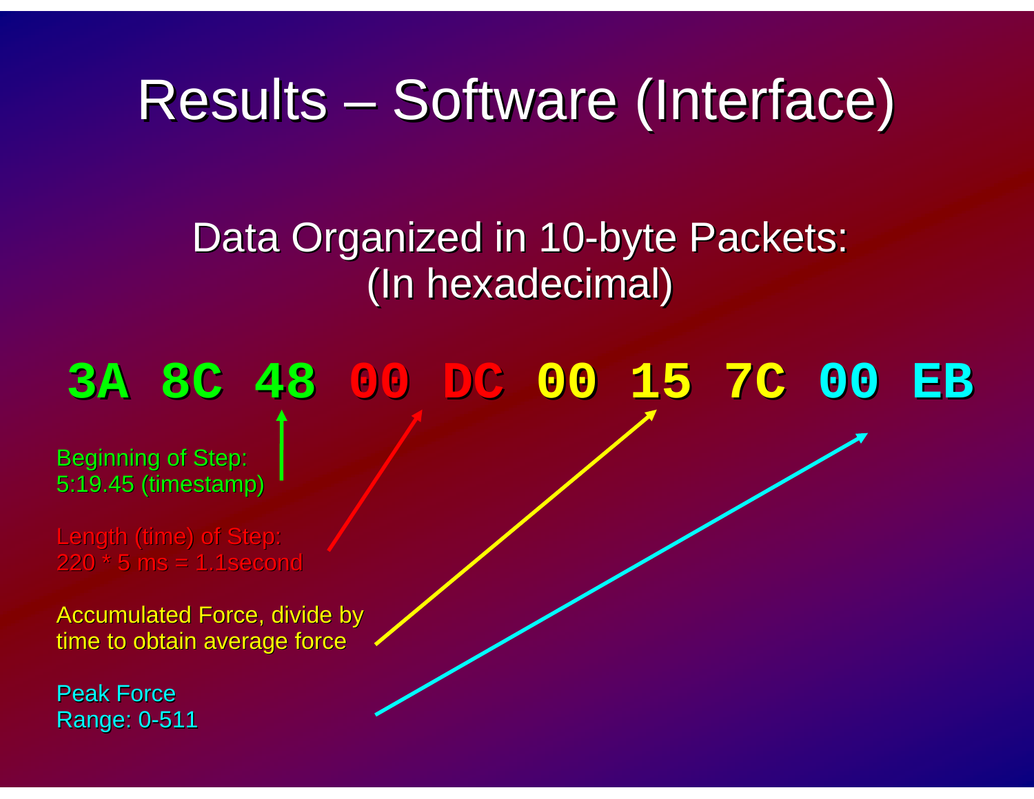# Results – Software (Interface)

## Data Organized in 10-byte Packets: (In hexadecimal)

```
3A 8C 48 00 DC 00 15 7C 00 EB
```

- Beginning of Step: 5:19.45 (timestamp) — `3A 8C 48`
- Length (time) of Step: 220 * 5 ms = 1.1second — `00 DC`
- Accumulated Force, divide by time to obtain average force — `00 15 7C`
- Peak Force Range: 0-511 — `00 EB`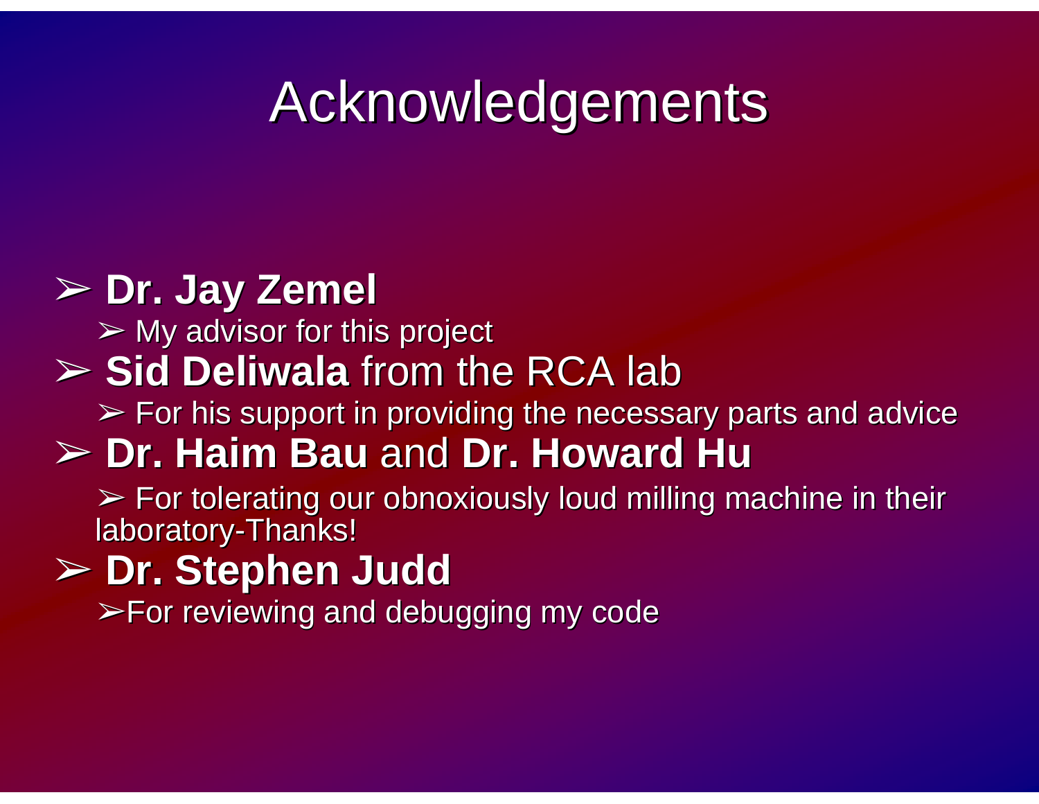# Acknowledgements

- **Dr. Jay Zemel**
  - My advisor for this project
- **Sid Deliwala** from the RCA lab
  - For his support in providing the necessary parts and advice
- **Dr. Haim Bau** and **Dr. Howard Hu**
  - For tolerating our obnoxiously loud milling machine in their laboratory-Thanks!
- **Dr. Stephen Judd**
  - For reviewing and debugging my code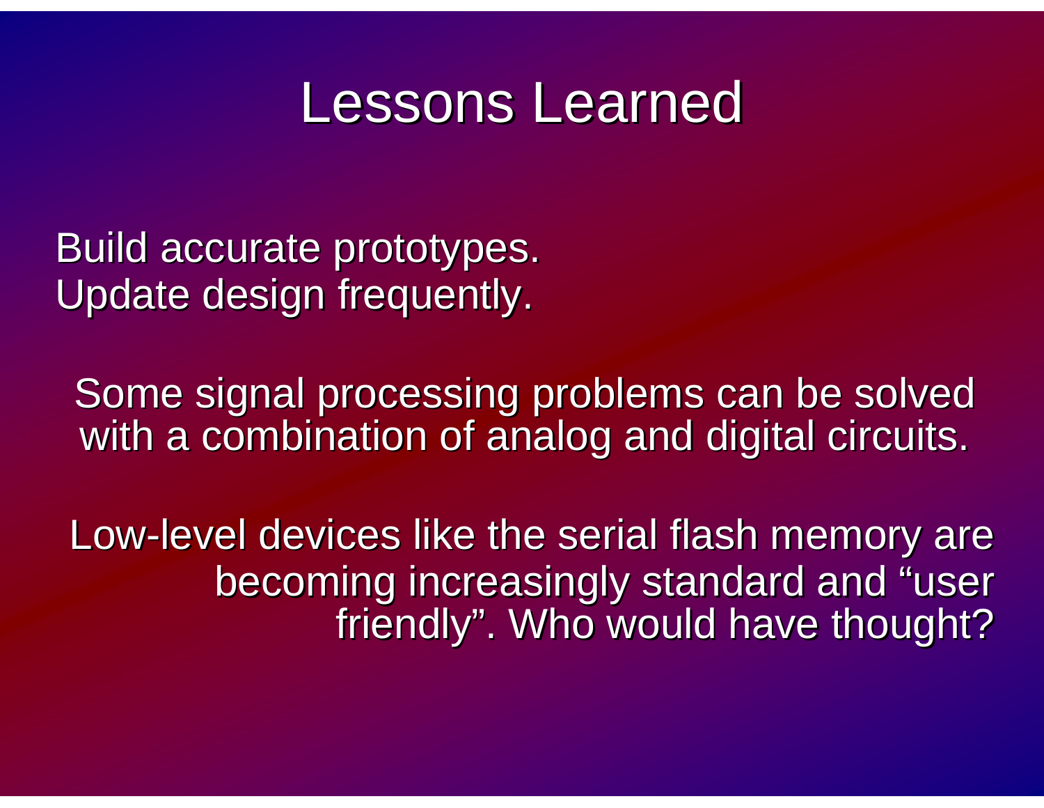# Lessons Learned

Build accurate prototypes.
Update design frequently.

Some signal processing problems can be solved with a combination of analog and digital circuits.

Low-level devices like the serial flash memory are becoming increasingly standard and "user friendly". Who would have thought?